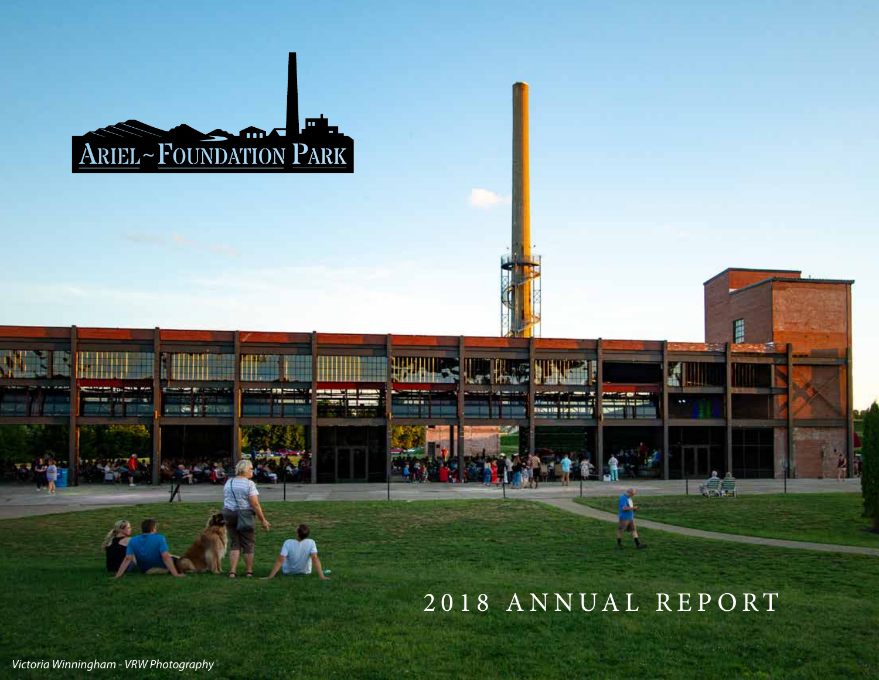# Ariel ~ Foundation Park

# 2018 Annual Report

*Victoria Winningham - VRW Photography*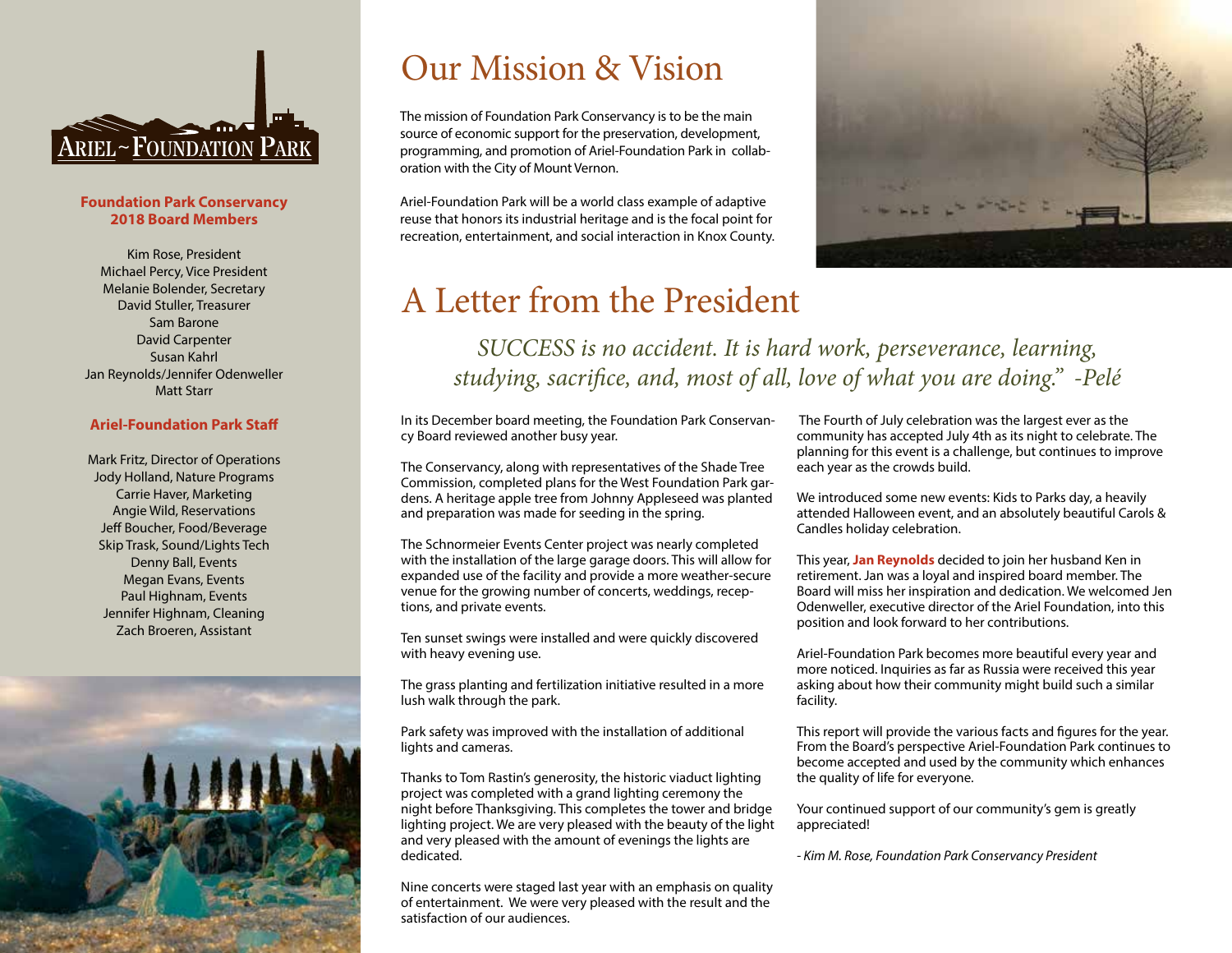ARIEL ~ FOUNDATION PARK

**Foundation Park Conservancy 2018 Board Members**

Kim Rose, President
Michael Percy, Vice President
Melanie Bolender, Secretary
David Stuller, Treasurer
Sam Barone
David Carpenter
Susan Kahrl
Jan Reynolds/Jennifer Odenweller
Matt Starr

**Ariel-Foundation Park Staff**

Mark Fritz, Director of Operations
Jody Holland, Nature Programs
Carrie Haver, Marketing
Angie Wild, Reservations
Jeff Boucher, Food/Beverage
Skip Trask, Sound/Lights Tech
Denny Ball, Events
Megan Evans, Events
Paul Highnam, Events
Jennifer Highnam, Cleaning
Zach Broeren, Assistant

# Our Mission & Vision

The mission of Foundation Park Conservancy is to be the main source of economic support for the preservation, development, programming, and promotion of Ariel-Foundation Park in collaboration with the City of Mount Vernon.

Ariel-Foundation Park will be a world class example of adaptive reuse that honors its industrial heritage and is the focal point for recreation, entertainment, and social interaction in Knox County.

# A Letter from the President

*SUCCESS is no accident. It is hard work, perseverance, learning, studying, sacrifice, and, most of all, love of what you are doing." -Pelé*

In its December board meeting, the Foundation Park Conservancy Board reviewed another busy year.

The Conservancy, along with representatives of the Shade Tree Commission, completed plans for the West Foundation Park gardens. A heritage apple tree from Johnny Appleseed was planted and preparation was made for seeding in the spring.

The Schnormeier Events Center project was nearly completed with the installation of the large garage doors. This will allow for expanded use of the facility and provide a more weather-secure venue for the growing number of concerts, weddings, receptions, and private events.

Ten sunset swings were installed and were quickly discovered with heavy evening use.

The grass planting and fertilization initiative resulted in a more lush walk through the park.

Park safety was improved with the installation of additional lights and cameras.

Thanks to Tom Rastin's generosity, the historic viaduct lighting project was completed with a grand lighting ceremony the night before Thanksgiving. This completes the tower and bridge lighting project. We are very pleased with the beauty of the light and very pleased with the amount of evenings the lights are dedicated.

Nine concerts were staged last year with an emphasis on quality of entertainment. We were very pleased with the result and the satisfaction of our audiences.

The Fourth of July celebration was the largest ever as the community has accepted July 4th as its night to celebrate. The planning for this event is a challenge, but continues to improve each year as the crowds build.

We introduced some new events: Kids to Parks day, a heavily attended Halloween event, and an absolutely beautiful Carols & Candles holiday celebration.

This year, **Jan Reynolds** decided to join her husband Ken in retirement. Jan was a loyal and inspired board member. The Board will miss her inspiration and dedication. We welcomed Jen Odenweller, executive director of the Ariel Foundation, into this position and look forward to her contributions.

Ariel-Foundation Park becomes more beautiful every year and more noticed. Inquiries as far as Russia were received this year asking about how their community might build such a similar facility.

This report will provide the various facts and figures for the year. From the Board's perspective Ariel-Foundation Park continues to become accepted and used by the community which enhances the quality of life for everyone.

Your continued support of our community's gem is greatly appreciated!

*- Kim M. Rose, Foundation Park Conservancy President*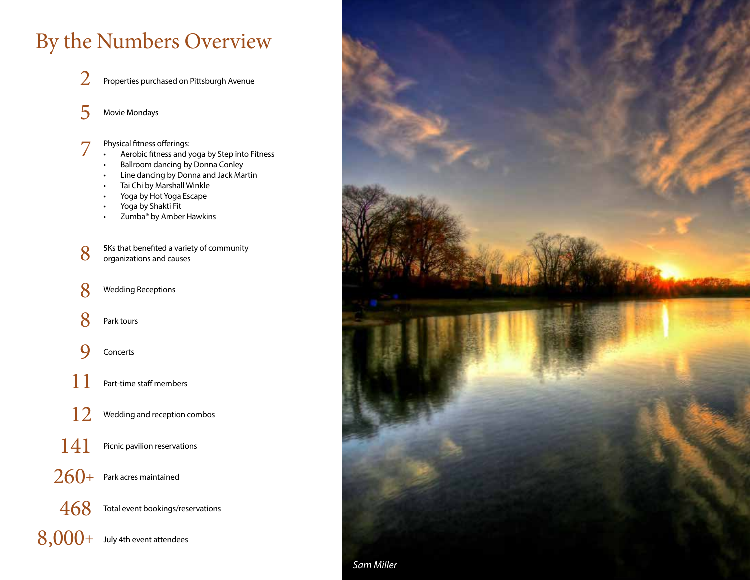# By the Numbers Overview

**2** Properties purchased on Pittsburgh Avenue

**5** Movie Mondays

**7** Physical fitness offerings:

- Aerobic fitness and yoga by Step into Fitness
- Ballroom dancing by Donna Conley
- Line dancing by Donna and Jack Martin
- Tai Chi by Marshall Winkle
- Yoga by Hot Yoga Escape
- Yoga by Shakti Fit
- Zumba® by Amber Hawkins

**8** 5Ks that benefited a variety of community organizations and causes

**8** Wedding Receptions

**8** Park tours

**9** Concerts

**11** Part-time staff members

**12** Wedding and reception combos

**141** Picnic pavilion reservations

**260+** Park acres maintained

**468** Total event bookings/reservations

**8,000+** July 4th event attendees

*Sam Miller*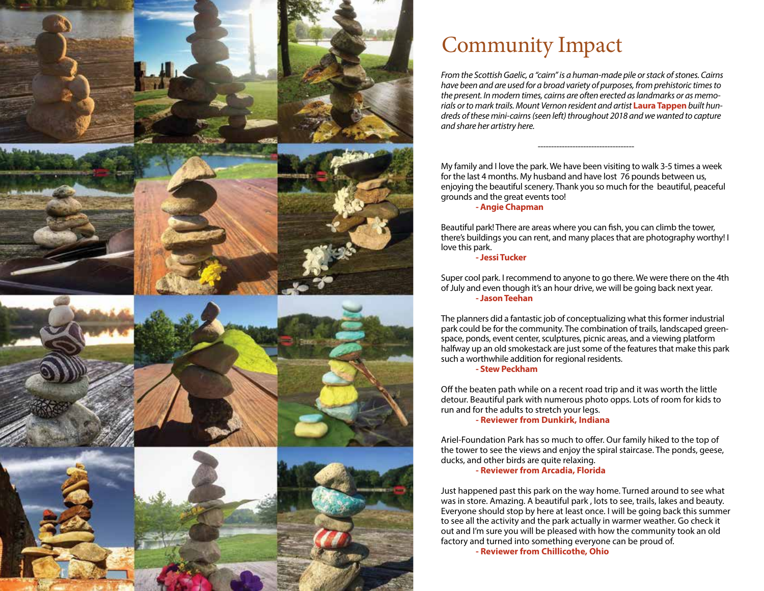# Community Impact

*From the Scottish Gaelic, a "cairn" is a human-made pile or stack of stones. Cairns have been and are used for a broad variety of purposes, from prehistoric times to the present. In modern times, cairns are often erected as landmarks or as memorials or to mark trails. Mount Vernon resident and artist* ***Laura Tappen*** *built hundreds of these mini-cairns (seen left) throughout 2018 and we wanted to capture and share her artistry here.*

------------------------------------

My family and I love the park. We have been visiting to walk 3-5 times a week for the last 4 months. My husband and have lost 76 pounds between us, enjoying the beautiful scenery. Thank you so much for the beautiful, peaceful grounds and the great events too!

**- Angie Chapman**

Beautiful park! There are areas where you can fish, you can climb the tower, there's buildings you can rent, and many places that are photography worthy! I love this park.

**- Jessi Tucker**

Super cool park. I recommend to anyone to go there. We were there on the 4th of July and even though it's an hour drive, we will be going back next year.

**- Jason Teehan**

The planners did a fantastic job of conceptualizing what this former industrial park could be for the community. The combination of trails, landscaped greenspace, ponds, event center, sculptures, picnic areas, and a viewing platform halfway up an old smokestack are just some of the features that make this park such a worthwhile addition for regional residents.

**- Stew Peckham**

Off the beaten path while on a recent road trip and it was worth the little detour. Beautiful park with numerous photo opps. Lots of room for kids to run and for the adults to stretch your legs.

**- Reviewer from Dunkirk, Indiana**

Ariel-Foundation Park has so much to offer. Our family hiked to the top of the tower to see the views and enjoy the spiral staircase. The ponds, geese, ducks, and other birds are quite relaxing.

**- Reviewer from Arcadia, Florida**

Just happened past this park on the way home. Turned around to see what was in store. Amazing. A beautiful park , lots to see, trails, lakes and beauty. Everyone should stop by here at least once. I will be going back this summer to see all the activity and the park actually in warmer weather. Go check it out and I'm sure you will be pleased with how the community took an old factory and turned into something everyone can be proud of.

**- Reviewer from Chillicothe, Ohio**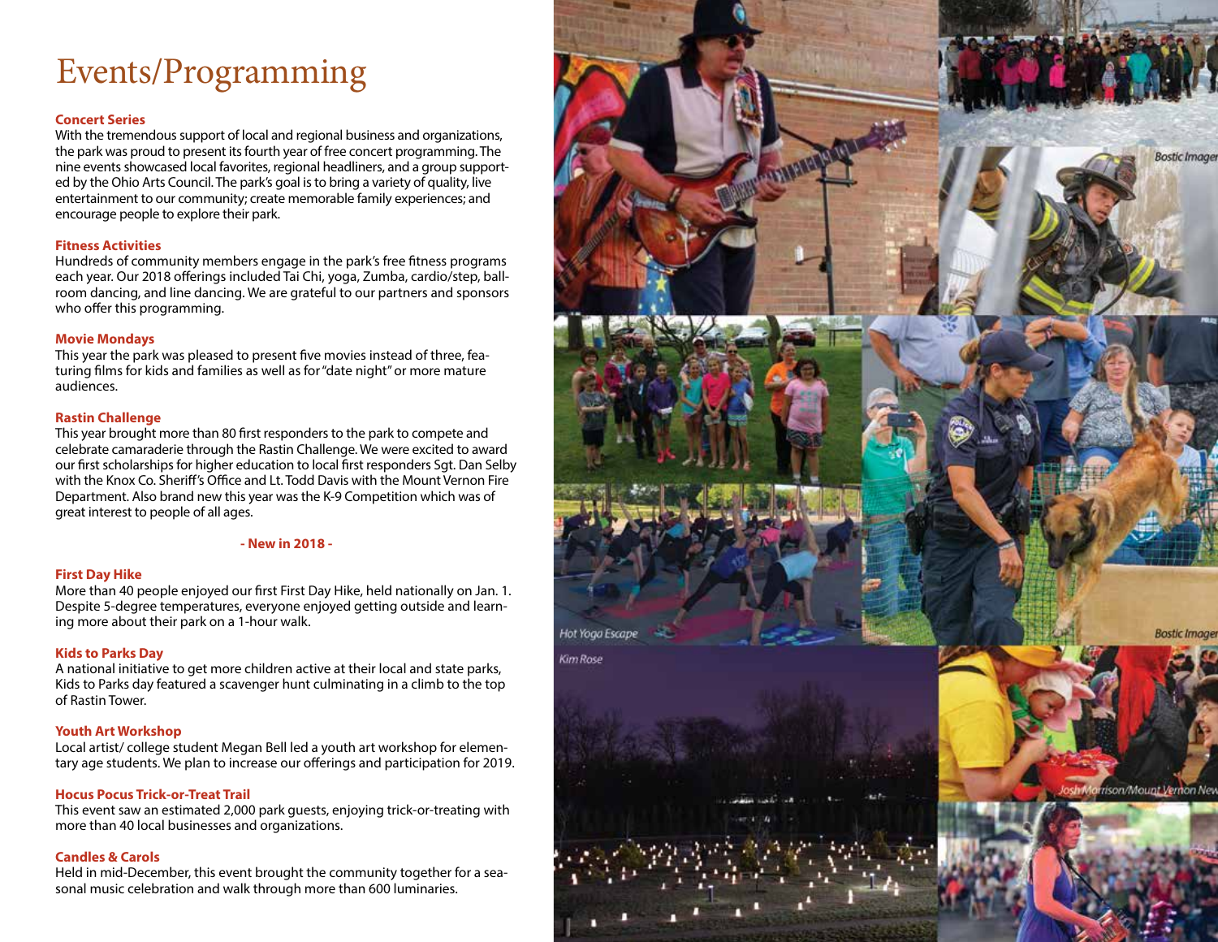# Events/Programming

**Concert Series**
With the tremendous support of local and regional business and organizations, the park was proud to present its fourth year of free concert programming. The nine events showcased local favorites, regional headliners, and a group supported by the Ohio Arts Council. The park's goal is to bring a variety of quality, live entertainment to our community; create memorable family experiences; and encourage people to explore their park.

**Fitness Activities**
Hundreds of community members engage in the park's free fitness programs each year. Our 2018 offerings included Tai Chi, yoga, Zumba, cardio/step, ballroom dancing, and line dancing. We are grateful to our partners and sponsors who offer this programming.

**Movie Mondays**
This year the park was pleased to present five movies instead of three, featuring films for kids and families as well as for "date night" or more mature audiences.

**Rastin Challenge**
This year brought more than 80 first responders to the park to compete and celebrate camaraderie through the Rastin Challenge. We were excited to award our first scholarships for higher education to local first responders Sgt. Dan Selby with the Knox Co. Sheriff's Office and Lt. Todd Davis with the Mount Vernon Fire Department. Also brand new this year was the K-9 Competition which was of great interest to people of all ages.

**- New in 2018 -**

**First Day Hike**
More than 40 people enjoyed our first First Day Hike, held nationally on Jan. 1. Despite 5-degree temperatures, everyone enjoyed getting outside and learning more about their park on a 1-hour walk.

**Kids to Parks Day**
A national initiative to get more children active at their local and state parks, Kids to Parks day featured a scavenger hunt culminating in a climb to the top of Rastin Tower.

**Youth Art Workshop**
Local artist/ college student Megan Bell led a youth art workshop for elementary age students. We plan to increase our offerings and participation for 2019.

**Hocus Pocus Trick-or-Treat Trail**
This event saw an estimated 2,000 park guests, enjoying trick-or-treating with more than 40 local businesses and organizations.

**Candles & Carols**
Held in mid-December, this event brought the community together for a seasonal music celebration and walk through more than 600 luminaries.

*Bostic Imagery*

*Hot Yoga Escape*

*Bostic Imagery*

*Kim Rose*

*Josh Morrison/Mount Vernon News*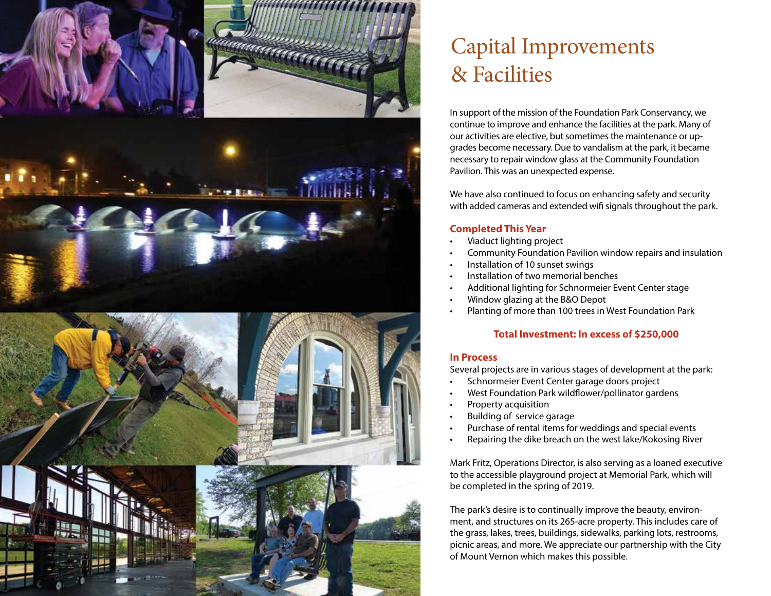# Capital Improvements & Facilities

In support of the mission of the Foundation Park Conservancy, we continue to improve and enhance the facilities at the park. Many of our activities are elective, but sometimes the maintenance or upgrades become necessary. Due to vandalism at the park, it became necessary to repair window glass at the Community Foundation Pavilion. This was an unexpected expense.

We have also continued to focus on enhancing safety and security with added cameras and extended wifi signals throughout the park.

### Completed This Year

- Viaduct lighting project
- Community Foundation Pavilion window repairs and insulation
- Installation of 10 sunset swings
- Installation of two memorial benches
- Additional lighting for Schnormeier Event Center stage
- Window glazing at the B&O Depot
- Planting of more than 100 trees in West Foundation Park

**Total Investment: In excess of $250,000**

### In Process

Several projects are in various stages of development at the park:

- Schnormeier Event Center garage doors project
- West Foundation Park wildflower/pollinator gardens
- Property acquisition
- Building of service garage
- Purchase of rental items for weddings and special events
- Repairing the dike breach on the west lake/Kokosing River

Mark Fritz, Operations Director, is also serving as a loaned executive to the accessible playground project at Memorial Park, which will be completed in the spring of 2019.

The park's desire is to continually improve the beauty, environment, and structures on its 265-acre property. This includes care of the grass, lakes, trees, buildings, sidewalks, parking lots, restrooms, picnic areas, and more. We appreciate our partnership with the City of Mount Vernon which makes this possible.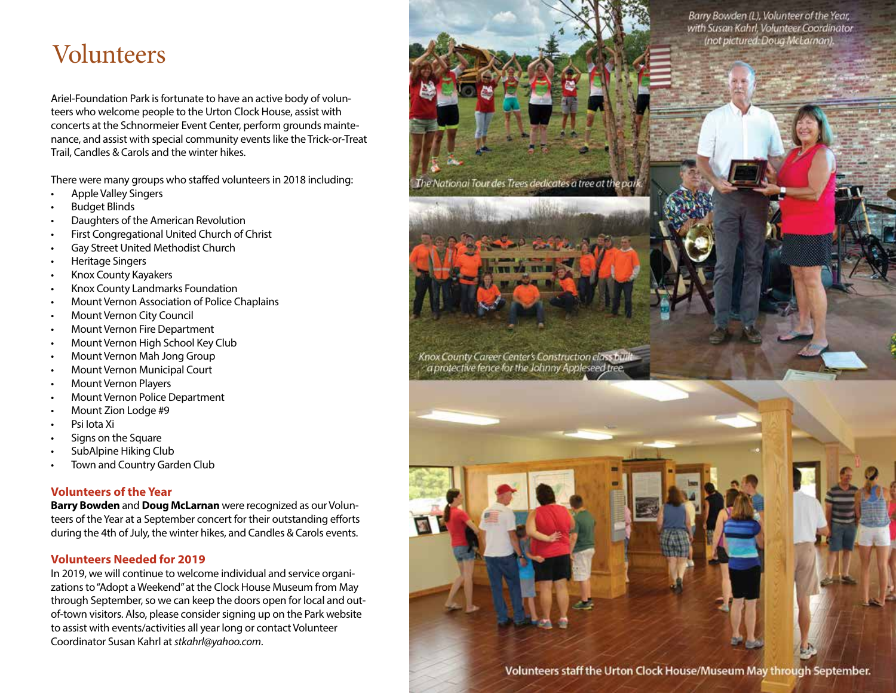# Volunteers

Ariel-Foundation Park is fortunate to have an active body of volunteers who welcome people to the Urton Clock House, assist with concerts at the Schnormeier Event Center, perform grounds maintenance, and assist with special community events like the Trick-or-Treat Trail, Candles & Carols and the winter hikes.

There were many groups who staffed volunteers in 2018 including:

- Apple Valley Singers
- Budget Blinds
- Daughters of the American Revolution
- First Congregational United Church of Christ
- Gay Street United Methodist Church
- Heritage Singers
- Knox County Kayakers
- Knox County Landmarks Foundation
- Mount Vernon Association of Police Chaplains
- Mount Vernon City Council
- Mount Vernon Fire Department
- Mount Vernon High School Key Club
- Mount Vernon Mah Jong Group
- Mount Vernon Municipal Court
- Mount Vernon Players
- Mount Vernon Police Department
- Mount Zion Lodge #9
- Psi Iota Xi
- Signs on the Square
- SubAlpine Hiking Club
- Town and Country Garden Club

### Volunteers of the Year

**Barry Bowden** and **Doug McLarnan** were recognized as our Volunteers of the Year at a September concert for their outstanding efforts during the 4th of July, the winter hikes, and Candles & Carols events.

### Volunteers Needed for 2019

In 2019, we will continue to welcome individual and service organizations to "Adopt a Weekend" at the Clock House Museum from May through September, so we can keep the doors open for local and out-of-town visitors. Also, please consider signing up on the Park website to assist with events/activities all year long or contact Volunteer Coordinator Susan Kahrl at *stkahrl@yahoo.com*.

*The National Tour des Trees dedicates a tree at the park.*

*Barry Bowden (L), Volunteer of the Year, with Susan Kahrl, Volunteer Coordinator (not pictured: Doug McLarnan).*

*Knox County Career Center's Construction class built a protective fence for the Johnny Appleseed tree.*

Volunteers staff the Urton Clock House/Museum May through September.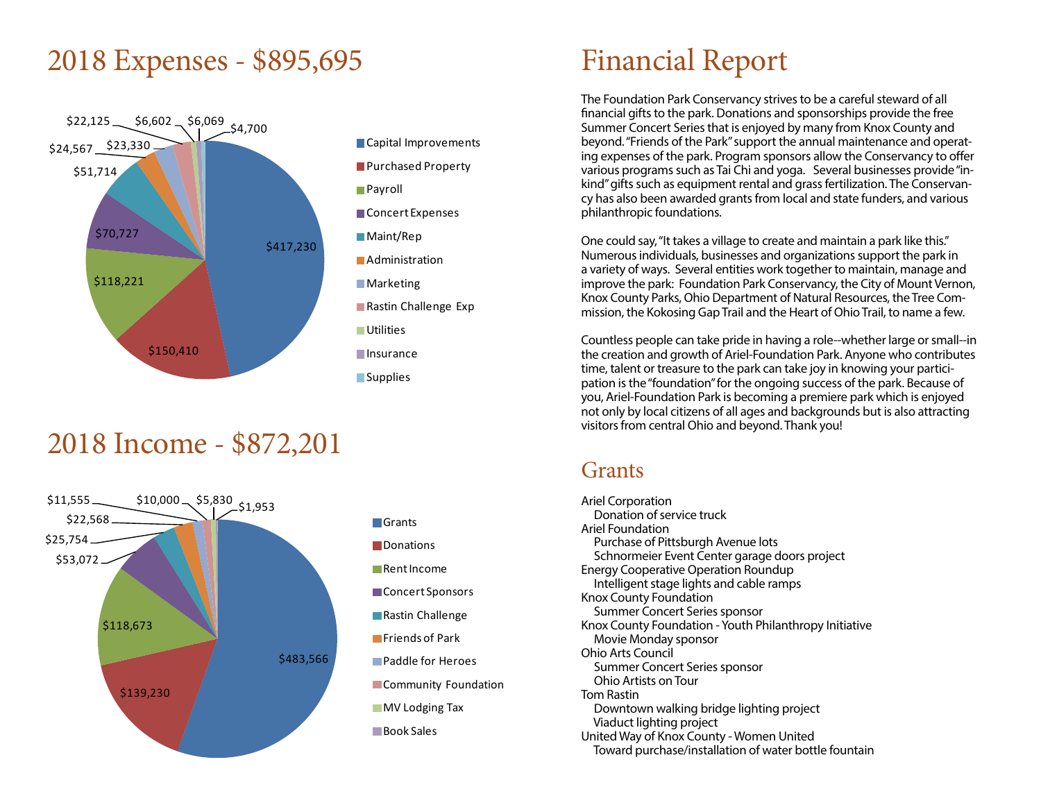## 2018 Expenses - $895,695

| Category | Amount |
|---|---|
| Capital Improvements | $417,230 |
| Purchased Property | $150,410 |
| Payroll | $118,221 |
| Concert Expenses | $70,727 |
| Maint/Rep | $51,714 |
| Administration | $24,567 |
| Marketing | $23,330 |
| Rastin Challenge Exp | $22,125 |
| Utilities | $6,602 |
| Insurance | $6,069 |
| Supplies | $4,700 |

## 2018 Income - $872,201

| Category | Amount |
|---|---|
| Grants | $483,566 |
| Donations | $139,230 |
| Rent Income | $118,673 |
| Concert Sponsors | $53,072 |
| Rastin Challenge | $25,754 |
| Friends of Park | $22,568 |
| Paddle for Heroes | $11,555 |
| Community Foundation | $10,000 |
| MV Lodging Tax | $5,830 |
| Book Sales | $1,953 |

# Financial Report

The Foundation Park Conservancy strives to be a careful steward of all financial gifts to the park. Donations and sponsorships provide the free Summer Concert Series that is enjoyed by many from Knox County and beyond. "Friends of the Park" support the annual maintenance and operating expenses of the park. Program sponsors allow the Conservancy to offer various programs such as Tai Chi and yoga. Several businesses provide "in-kind" gifts such as equipment rental and grass fertilization. The Conservancy has also been awarded grants from local and state funders, and various philanthropic foundations.

One could say, "It takes a village to create and maintain a park like this." Numerous individuals, businesses and organizations support the park in a variety of ways. Several entities work together to maintain, manage and improve the park: Foundation Park Conservancy, the City of Mount Vernon, Knox County Parks, Ohio Department of Natural Resources, the Tree Commission, the Kokosing Gap Trail and the Heart of Ohio Trail, to name a few.

Countless people can take pride in having a role--whether large or small--in the creation and growth of Ariel-Foundation Park. Anyone who contributes time, talent or treasure to the park can take joy in knowing your participation is the "foundation" for the ongoing success of the park. Because of you, Ariel-Foundation Park is becoming a premiere park which is enjoyed not only by local citizens of all ages and backgrounds but is also attracting visitors from central Ohio and beyond. Thank you!

## Grants

Ariel Corporation
- Donation of service truck

Ariel Foundation
- Purchase of Pittsburgh Avenue lots
- Schnormeier Event Center garage doors project

Energy Cooperative Operation Roundup
- Intelligent stage lights and cable ramps

Knox County Foundation
- Summer Concert Series sponsor

Knox County Foundation - Youth Philanthropy Initiative
- Movie Monday sponsor

Ohio Arts Council
- Summer Concert Series sponsor
- Ohio Artists on Tour

Tom Rastin
- Downtown walking bridge lighting project
- Viaduct lighting project

United Way of Knox County - Women United
- Toward purchase/installation of water bottle fountain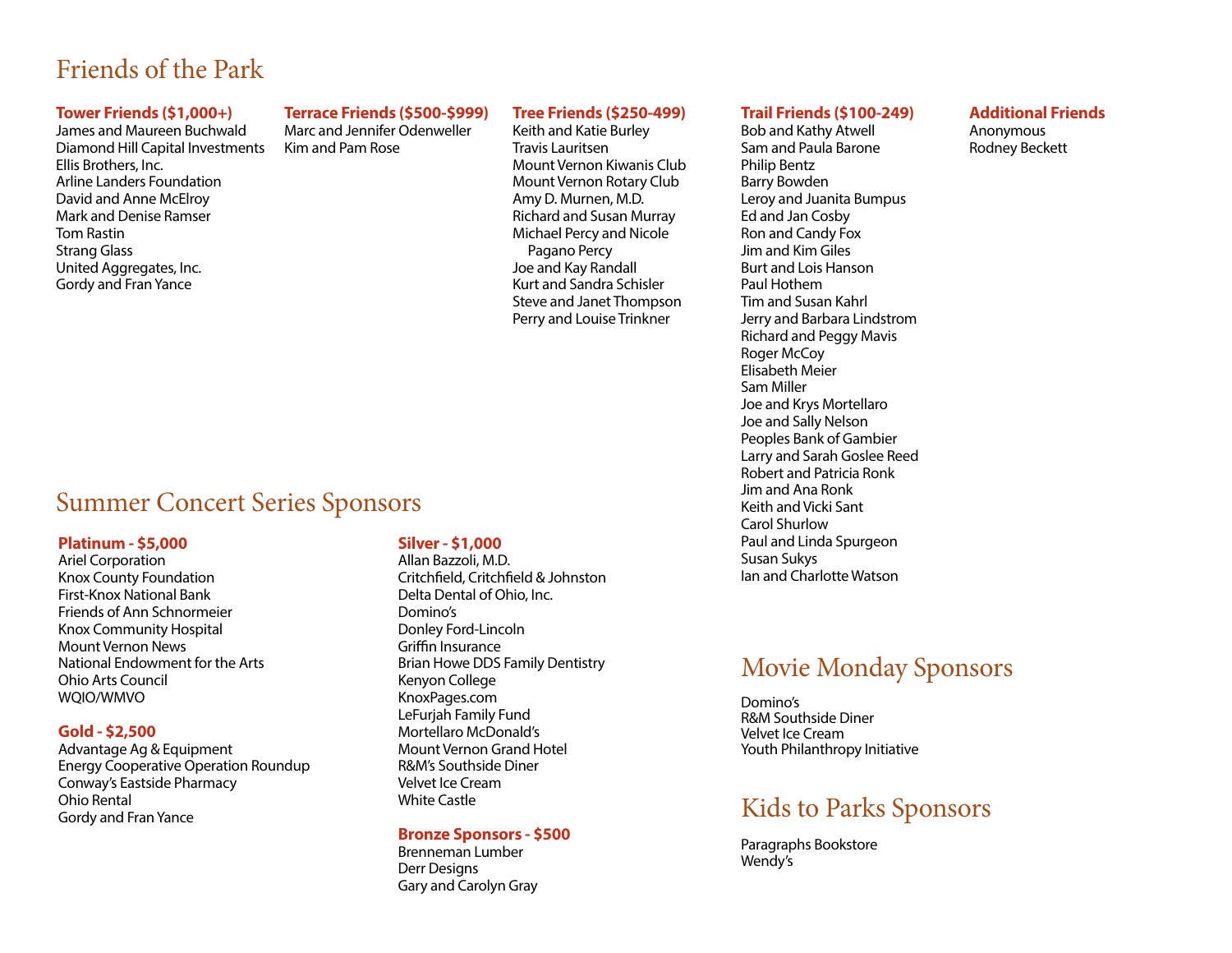# Friends of the Park

### Tower Friends ($1,000+)

James and Maureen Buchwald
Diamond Hill Capital Investments
Ellis Brothers, Inc.
Arline Landers Foundation
David and Anne McElroy
Mark and Denise Ramser
Tom Rastin
Strang Glass
United Aggregates, Inc.
Gordy and Fran Yance

### Terrace Friends ($500-$999)

Marc and Jennifer Odenweller
Kim and Pam Rose

### Tree Friends ($250-499)

Keith and Katie Burley
Travis Lauritsen
Mount Vernon Kiwanis Club
Mount Vernon Rotary Club
Amy D. Murnen, M.D.
Richard and Susan Murray
Michael Percy and Nicole Pagano Percy
Joe and Kay Randall
Kurt and Sandra Schisler
Steve and Janet Thompson
Perry and Louise Trinkner

### Trail Friends ($100-249)

Bob and Kathy Atwell
Sam and Paula Barone
Philip Bentz
Barry Bowden
Leroy and Juanita Bumpus
Ed and Jan Cosby
Ron and Candy Fox
Jim and Kim Giles
Burt and Lois Hanson
Paul Hothem
Tim and Susan Kahrl
Jerry and Barbara Lindstrom
Richard and Peggy Mavis
Roger McCoy
Elisabeth Meier
Sam Miller
Joe and Krys Mortellaro
Joe and Sally Nelson
Peoples Bank of Gambier
Larry and Sarah Goslee Reed
Robert and Patricia Ronk
Jim and Ana Ronk
Keith and Vicki Sant
Carol Shurlow
Paul and Linda Spurgeon
Susan Sukys
Ian and Charlotte Watson

### Additional Friends

Anonymous
Rodney Beckett

# Summer Concert Series Sponsors

### Platinum - $5,000

Ariel Corporation
Knox County Foundation
First-Knox National Bank
Friends of Ann Schnormeier
Knox Community Hospital
Mount Vernon News
National Endowment for the Arts
Ohio Arts Council
WQIO/WMVO

### Gold - $2,500

Advantage Ag & Equipment
Energy Cooperative Operation Roundup
Conway's Eastside Pharmacy
Ohio Rental
Gordy and Fran Yance

### Silver - $1,000

Allan Bazzoli, M.D.
Critchfield, Critchfield & Johnston
Delta Dental of Ohio, Inc.
Domino's
Donley Ford-Lincoln
Griffin Insurance
Brian Howe DDS Family Dentistry
Kenyon College
KnoxPages.com
LeFurjah Family Fund
Mortellaro McDonald's
Mount Vernon Grand Hotel
R&M's Southside Diner
Velvet Ice Cream
White Castle

### Bronze Sponsors - $500

Brenneman Lumber
Derr Designs
Gary and Carolyn Gray

# Movie Monday Sponsors

Domino's
R&M Southside Diner
Velvet Ice Cream
Youth Philanthropy Initiative

# Kids to Parks Sponsors

Paragraphs Bookstore
Wendy's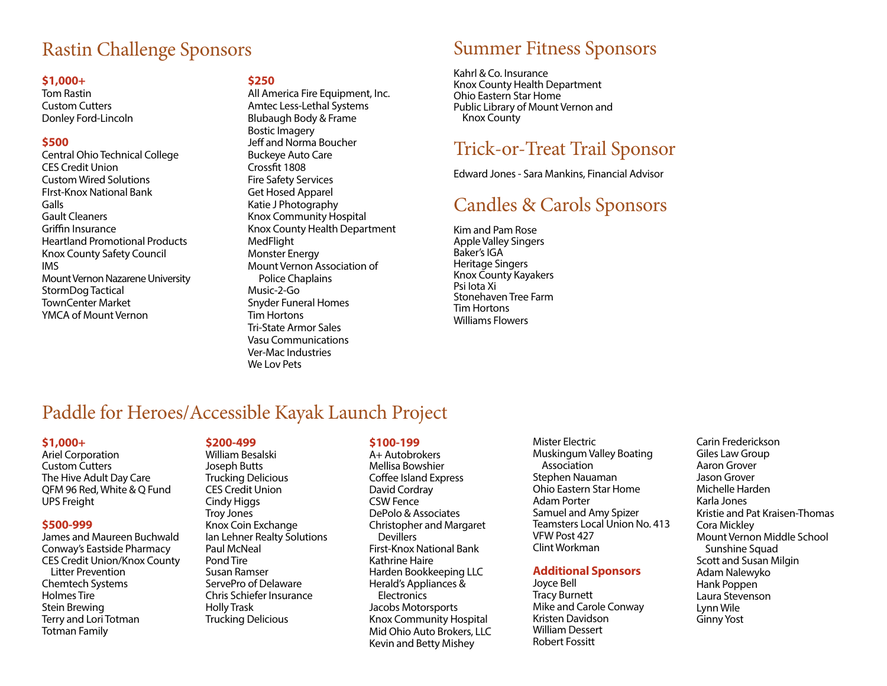## Rastin Challenge Sponsors

**$1,000+**

Tom Rastin
Custom Cutters
Donley Ford-Lincoln

**$500**

Central Ohio Technical College
CES Credit Union
Custom Wired Solutions
FIrst-Knox National Bank
Galls
Gault Cleaners
Griffin Insurance
Heartland Promotional Products
Knox County Safety Council
IMS
Mount Vernon Nazarene University
StormDog Tactical
TownCenter Market
YMCA of Mount Vernon

**$250**

All America Fire Equipment, Inc.
Amtec Less-Lethal Systems
Blubaugh Body & Frame
Bostic Imagery
Jeff and Norma Boucher
Buckeye Auto Care
Crossfit 1808
Fire Safety Services
Get Hosed Apparel
Katie J Photography
Knox Community Hospital
Knox County Health Department
MedFlight
Monster Energy
Mount Vernon Association of Police Chaplains
Music-2-Go
Snyder Funeral Homes
Tim Hortons
Tri-State Armor Sales
Vasu Communications
Ver-Mac Industries
We Lov Pets

## Summer Fitness Sponsors

Kahrl & Co. Insurance
Knox County Health Department
Ohio Eastern Star Home
Public Library of Mount Vernon and Knox County

## Trick-or-Treat Trail Sponsor

Edward Jones - Sara Mankins, Financial Advisor

## Candles & Carols Sponsors

Kim and Pam Rose
Apple Valley Singers
Baker's IGA
Heritage Singers
Knox County Kayakers
Psi Iota Xi
Stonehaven Tree Farm
Tim Hortons
Williams Flowers

## Paddle for Heroes/Accessible Kayak Launch Project

**$1,000+**

Ariel Corporation
Custom Cutters
The Hive Adult Day Care
QFM 96 Red, White & Q Fund
UPS Freight

**$500-999**

James and Maureen Buchwald
Conway's Eastside Pharmacy
CES Credit Union/Knox County Litter Prevention
Chemtech Systems
Holmes Tire
Stein Brewing
Terry and Lori Totman
Totman Family

**$200-499**

William Besalski
Joseph Butts
Trucking Delicious
CES Credit Union
Cindy Higgs
Troy Jones
Knox Coin Exchange
Ian Lehner Realty Solutions
Paul McNeal
Pond Tire
Susan Ramser
ServePro of Delaware
Chris Schiefer Insurance
Holly Trask
Trucking Delicious

**$100-199**

A+ Autobrokers
Mellisa Bowshier
Coffee Island Express
David Cordray
CSW Fence
DePolo & Associates
Christopher and Margaret Devillers
First-Knox National Bank
Kathrine Haire
Harden Bookkeeping LLC
Herald's Appliances & Electronics
Jacobs Motorsports
Knox Community Hospital
Mid Ohio Auto Brokers, LLC
Kevin and Betty Mishey
Mister Electric
Muskingum Valley Boating Association
Stephen Nauaman
Ohio Eastern Star Home
Adam Porter
Samuel and Amy Spizer
Teamsters Local Union No. 413
VFW Post 427
Clint Workman

**Additional Sponsors**

Joyce Bell
Tracy Burnett
Mike and Carole Conway
Kristen Davidson
William Dessert
Robert Fossitt
Carin Frederickson
Giles Law Group
Aaron Grover
Jason Grover
Michelle Harden
Karla Jones
Kristie and Pat Kraisen-Thomas
Cora Mickley
Mount Vernon Middle School Sunshine Squad
Scott and Susan Milgin
Adam Nalewyko
Hank Poppen
Laura Stevenson
Lynn Wile
Ginny Yost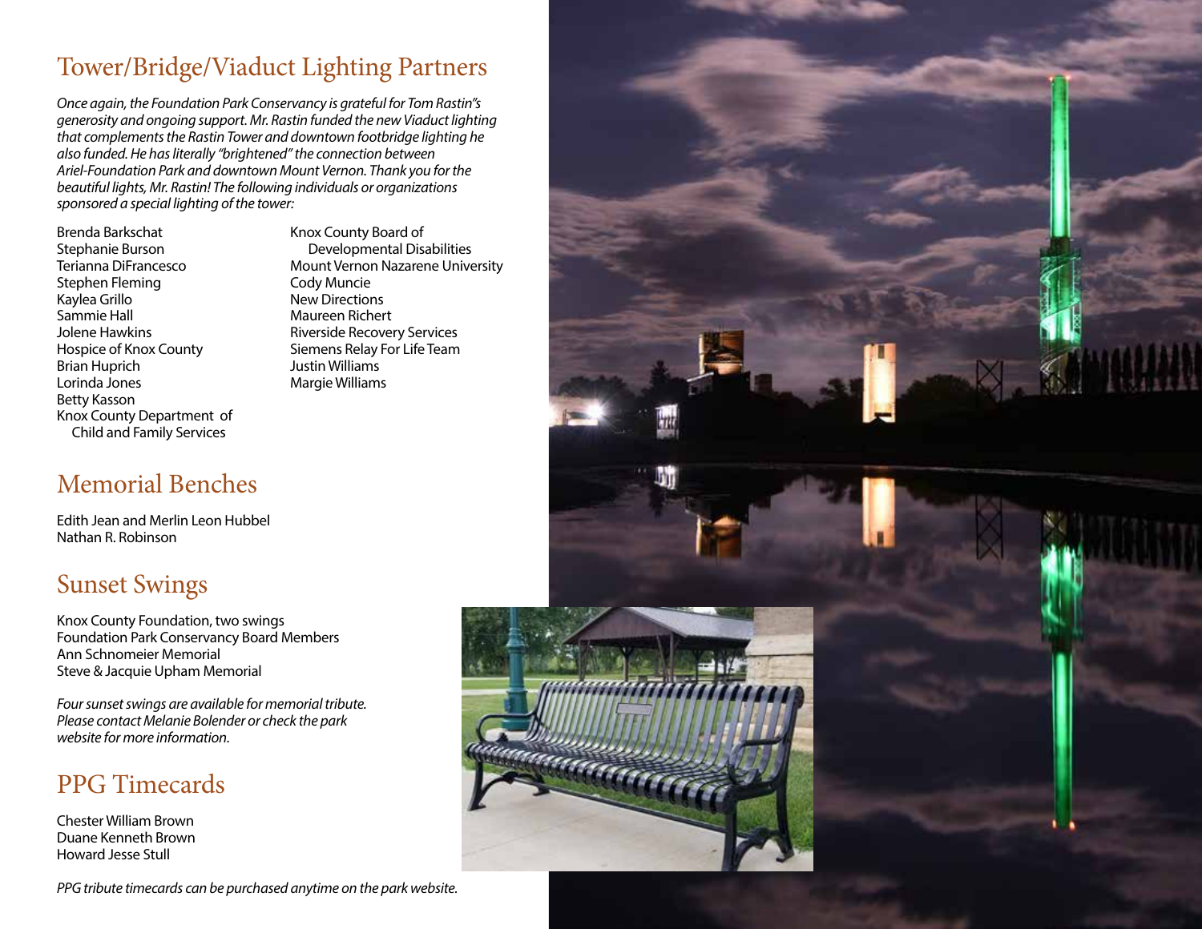## Tower/Bridge/Viaduct Lighting Partners

*Once again, the Foundation Park Conservancy is grateful for Tom Rastin"s generosity and ongoing support. Mr. Rastin funded the new Viaduct lighting that complements the Rastin Tower and downtown footbridge lighting he also funded. He has literally "brightened" the connection between Ariel-Foundation Park and downtown Mount Vernon. Thank you for the beautiful lights, Mr. Rastin! The following individuals or organizations sponsored a special lighting of the tower:*

Brenda Barkschat
Stephanie Burson
Terianna DiFrancesco
Stephen Fleming
Kaylea Grillo
Sammie Hall
Jolene Hawkins
Hospice of Knox County
Brian Huprich
Lorinda Jones
Betty Kasson
Knox County Department of Child and Family Services
Knox County Board of Developmental Disabilities
Mount Vernon Nazarene University
Cody Muncie
New Directions
Maureen Richert
Riverside Recovery Services
Siemens Relay For Life Team
Justin Williams
Margie Williams

## Memorial Benches

Edith Jean and Merlin Leon Hubbel
Nathan R. Robinson

## Sunset Swings

Knox County Foundation, two swings
Foundation Park Conservancy Board Members
Ann Schnomeier Memorial
Steve & Jacquie Upham Memorial

*Four sunset swings are available for memorial tribute. Please contact Melanie Bolender or check the park website for more information.*

## PPG Timecards

Chester William Brown
Duane Kenneth Brown
Howard Jesse Stull

*PPG tribute timecards can be purchased anytime on the park website.*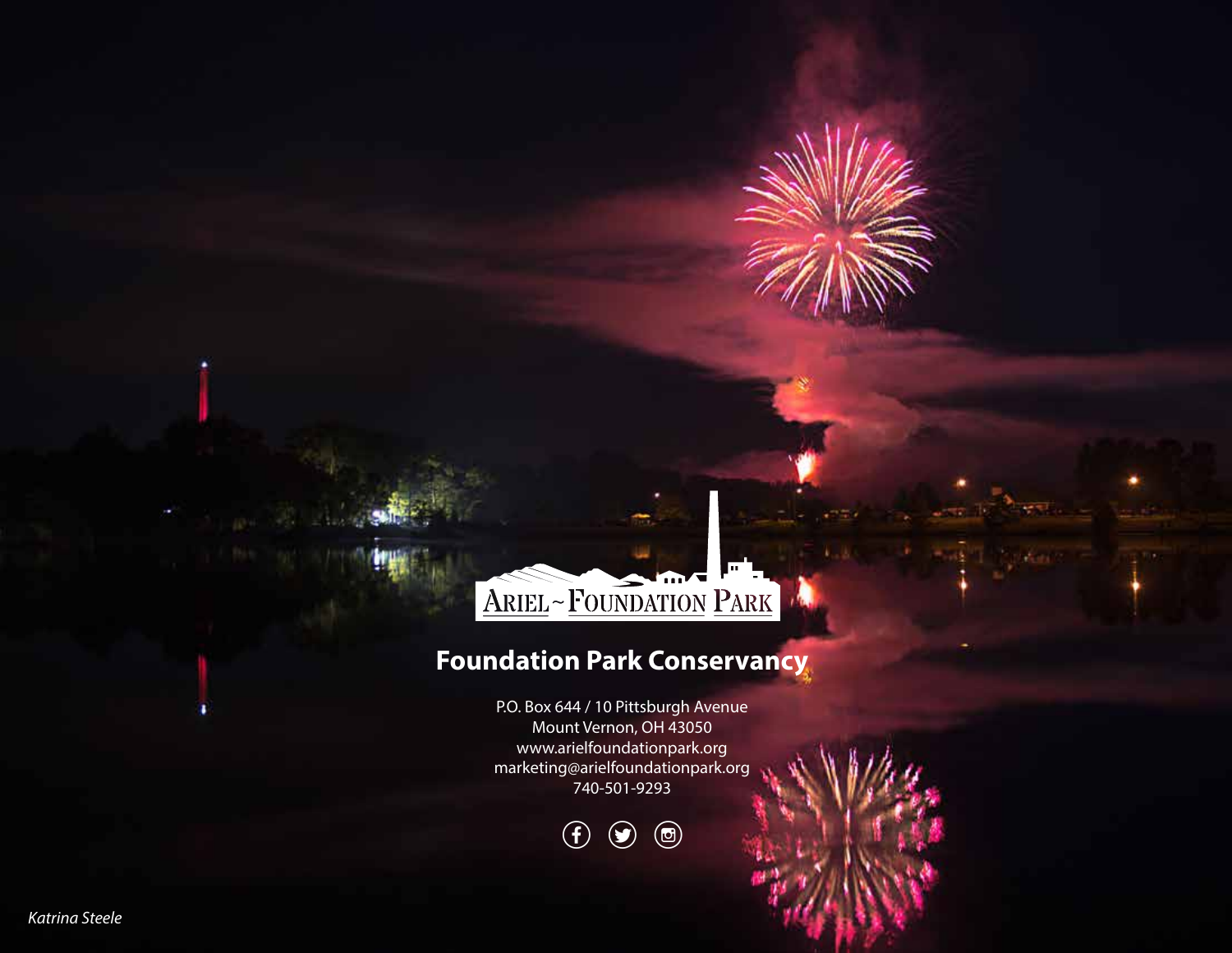ARIEL ~ FOUNDATION PARK

## Foundation Park Conservancy

P.O. Box 644 / 10 Pittsburgh Avenue
Mount Vernon, OH 43050
www.arielfoundationpark.org
marketing@arielfoundationpark.org
740-501-9293

*Katrina Steele*